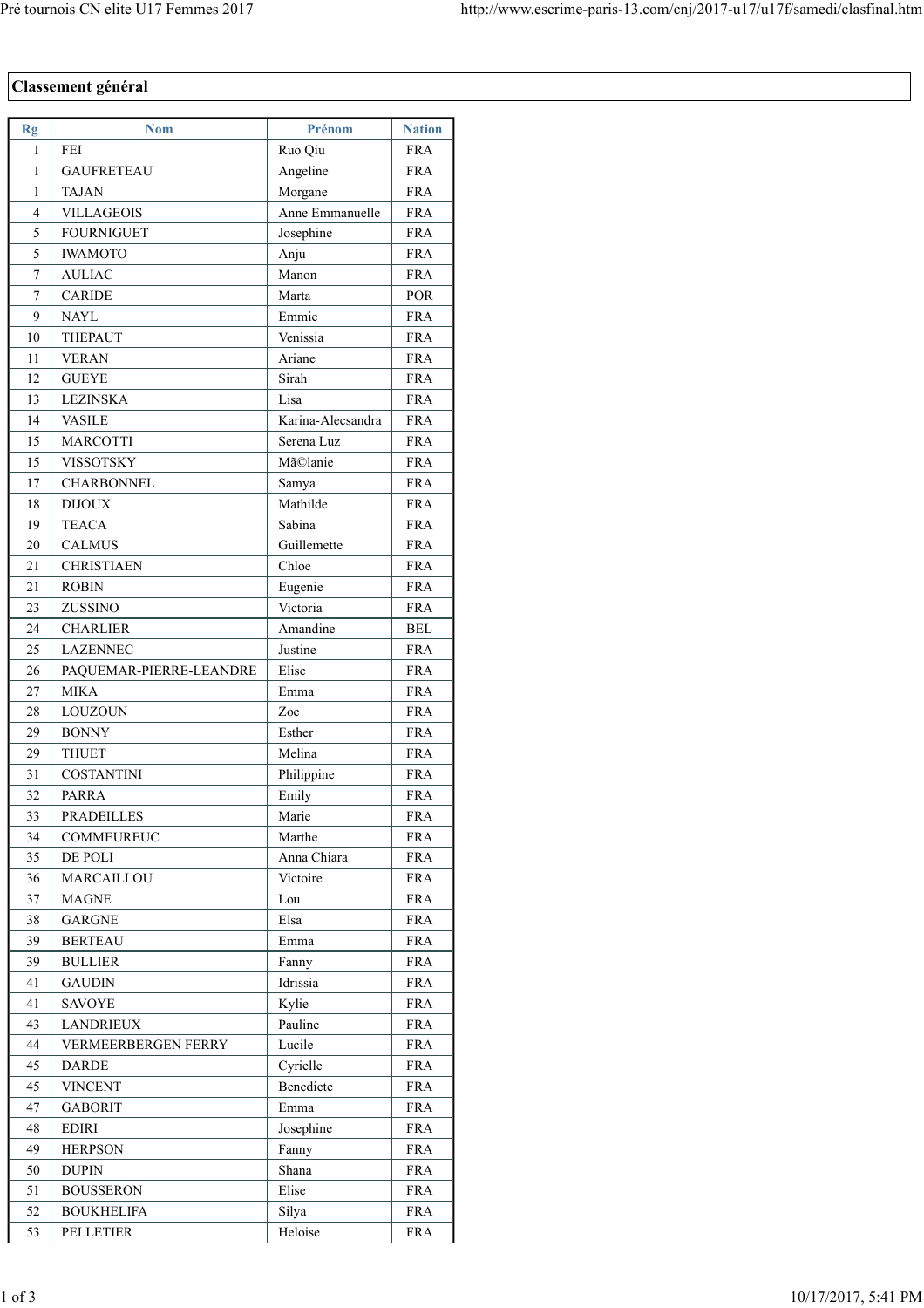## Classement général

| Rg | Nom | Prénom | Nation |
|---|---|---|---|
| 1 | FEI | Ruo Qiu | FRA |
| 1 | GAUFRETEAU | Angeline | FRA |
| 1 | TAJAN | Morgane | FRA |
| 4 | VILLAGEOIS | Anne Emmanuelle | FRA |
| 5 | FOURNIGUET | Josephine | FRA |
| 5 | IWAMOTO | Anju | FRA |
| 7 | AULIAC | Manon | FRA |
| 7 | CARIDE | Marta | POR |
| 9 | NAYL | Emmie | FRA |
| 10 | THEPAUT | Venissia | FRA |
| 11 | VERAN | Ariane | FRA |
| 12 | GUEYE | Sirah | FRA |
| 13 | LEZINSKA | Lisa | FRA |
| 14 | VASILE | Karina-Alecsandra | FRA |
| 15 | MARCOTTI | Serena Luz | FRA |
| 15 | VISSOTSKY | Mã©lanie | FRA |
| 17 | CHARBONNEL | Samya | FRA |
| 18 | DIJOUX | Mathilde | FRA |
| 19 | TEACA | Sabina | FRA |
| 20 | CALMUS | Guillemette | FRA |
| 21 | CHRISTIAEN | Chloe | FRA |
| 21 | ROBIN | Eugenie | FRA |
| 23 | ZUSSINO | Victoria | FRA |
| 24 | CHARLIER | Amandine | BEL |
| 25 | LAZENNEC | Justine | FRA |
| 26 | PAQUEMAR-PIERRE-LEANDRE | Elise | FRA |
| 27 | MIKA | Emma | FRA |
| 28 | LOUZOUN | Zoe | FRA |
| 29 | BONNY | Esther | FRA |
| 29 | THUET | Melina | FRA |
| 31 | COSTANTINI | Philippine | FRA |
| 32 | PARRA | Emily | FRA |
| 33 | PRADEILLES | Marie | FRA |
| 34 | COMMEUREUC | Marthe | FRA |
| 35 | DE POLI | Anna Chiara | FRA |
| 36 | MARCAILLOU | Victoire | FRA |
| 37 | MAGNE | Lou | FRA |
| 38 | GARGNE | Elsa | FRA |
| 39 | BERTEAU | Emma | FRA |
| 39 | BULLIER | Fanny | FRA |
| 41 | GAUDIN | Idrissia | FRA |
| 41 | SAVOYE | Kylie | FRA |
| 43 | LANDRIEUX | Pauline | FRA |
| 44 | VERMEERBERGEN FERRY | Lucile | FRA |
| 45 | DARDE | Cyrielle | FRA |
| 45 | VINCENT | Benedicte | FRA |
| 47 | GABORIT | Emma | FRA |
| 48 | EDIRI | Josephine | FRA |
| 49 | HERPSON | Fanny | FRA |
| 50 | DUPIN | Shana | FRA |
| 51 | BOUSSERON | Elise | FRA |
| 52 | BOUKHELIFA | Silya | FRA |
| 53 | PELLETIER | Heloise | FRA |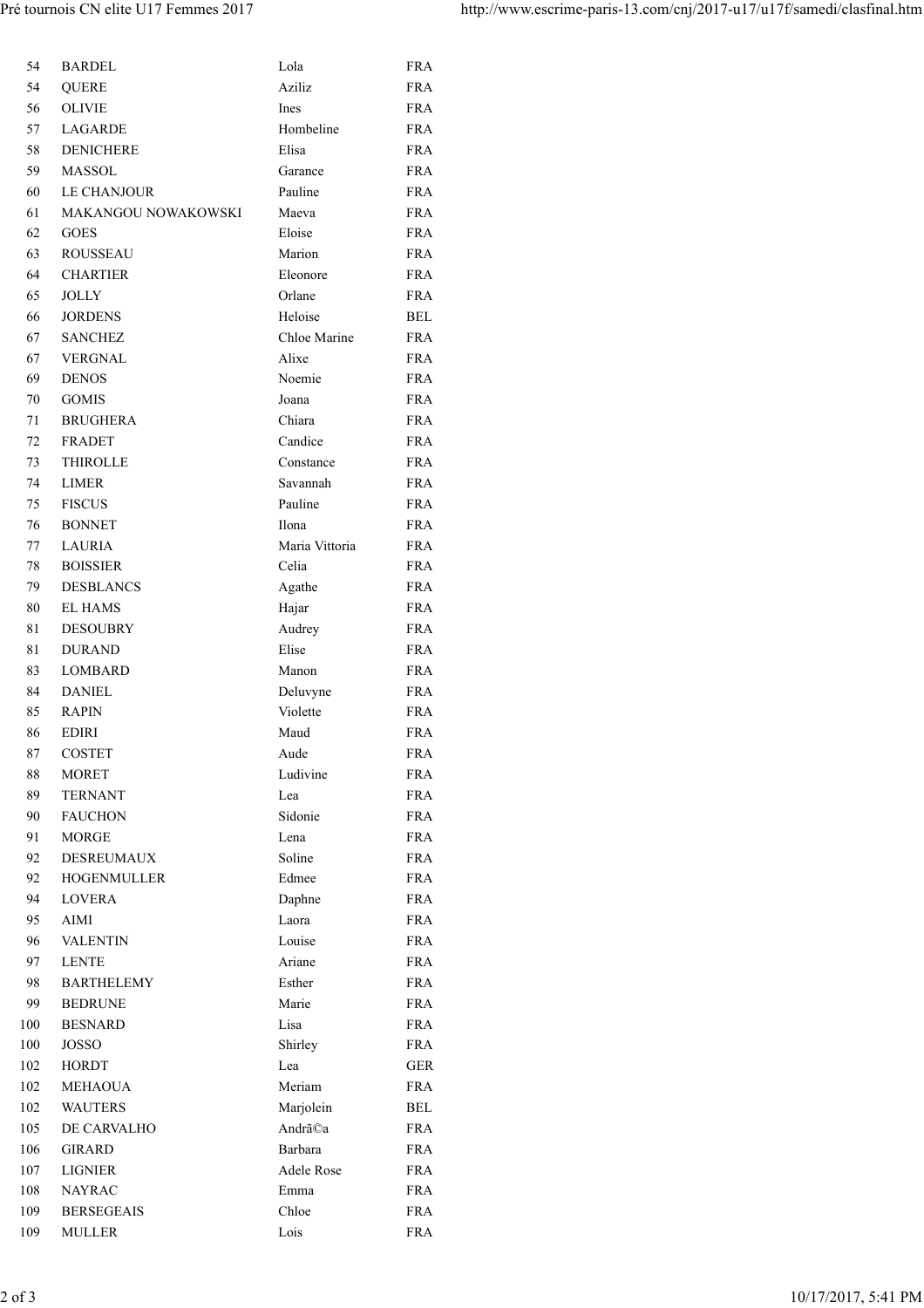| | | | |
|---|---|---|---|
| 54 | BARDEL | Lola | FRA |
| 54 | QUERE | Aziliz | FRA |
| 56 | OLIVIE | Ines | FRA |
| 57 | LAGARDE | Hombeline | FRA |
| 58 | DENICHERE | Elisa | FRA |
| 59 | MASSOL | Garance | FRA |
| 60 | LE CHANJOUR | Pauline | FRA |
| 61 | MAKANGOU NOWAKOWSKI | Maeva | FRA |
| 62 | GOES | Eloise | FRA |
| 63 | ROUSSEAU | Marion | FRA |
| 64 | CHARTIER | Eleonore | FRA |
| 65 | JOLLY | Orlane | FRA |
| 66 | JORDENS | Heloise | BEL |
| 67 | SANCHEZ | Chloe Marine | FRA |
| 67 | VERGNAL | Alixe | FRA |
| 69 | DENOS | Noemie | FRA |
| 70 | GOMIS | Joana | FRA |
| 71 | BRUGHERA | Chiara | FRA |
| 72 | FRADET | Candice | FRA |
| 73 | THIROLLE | Constance | FRA |
| 74 | LIMER | Savannah | FRA |
| 75 | FISCUS | Pauline | FRA |
| 76 | BONNET | Ilona | FRA |
| 77 | LAURIA | Maria Vittoria | FRA |
| 78 | BOISSIER | Celia | FRA |
| 79 | DESBLANCS | Agathe | FRA |
| 80 | EL HAMS | Hajar | FRA |
| 81 | DESOUBRY | Audrey | FRA |
| 81 | DURAND | Elise | FRA |
| 83 | LOMBARD | Manon | FRA |
| 84 | DANIEL | Deluvyne | FRA |
| 85 | RAPIN | Violette | FRA |
| 86 | EDIRI | Maud | FRA |
| 87 | COSTET | Aude | FRA |
| 88 | MORET | Ludivine | FRA |
| 89 | TERNANT | Lea | FRA |
| 90 | FAUCHON | Sidonie | FRA |
| 91 | MORGE | Lena | FRA |
| 92 | DESREUMAUX | Soline | FRA |
| 92 | HOGENMULLER | Edmee | FRA |
| 94 | LOVERA | Daphne | FRA |
| 95 | AIMI | Laora | FRA |
| 96 | VALENTIN | Louise | FRA |
| 97 | LENTE | Ariane | FRA |
| 98 | BARTHELEMY | Esther | FRA |
| 99 | BEDRUNE | Marie | FRA |
| 100 | BESNARD | Lisa | FRA |
| 100 | JOSSO | Shirley | FRA |
| 102 | HORDT | Lea | GER |
| 102 | MEHAOUA | Meriam | FRA |
| 102 | WAUTERS | Marjolein | BEL |
| 105 | DE CARVALHO | Andrã©a | FRA |
| 106 | GIRARD | Barbara | FRA |
| 107 | LIGNIER | Adele Rose | FRA |
| 108 | NAYRAC | Emma | FRA |
| 109 | BERSEGEAIS | Chloe | FRA |
| 109 | MULLER | Lois | FRA |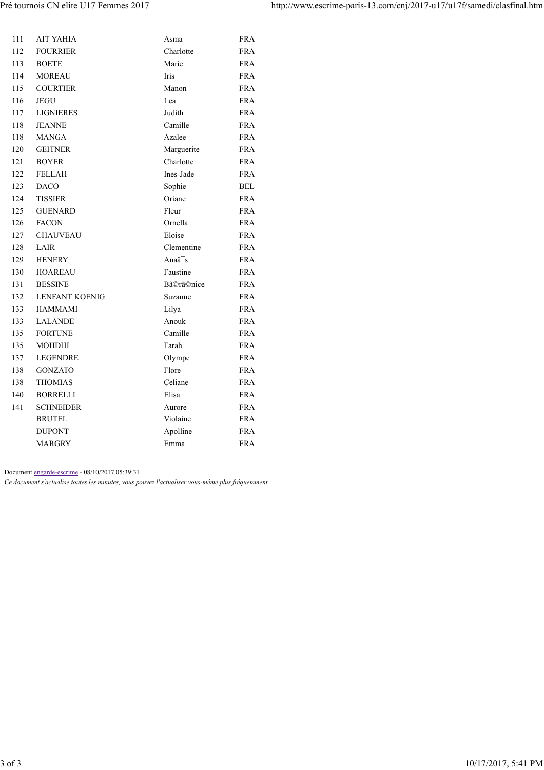| | | | |
|---|---|---|---|
| 111 | AIT YAHIA | Asma | FRA |
| 112 | FOURRIER | Charlotte | FRA |
| 113 | BOETE | Marie | FRA |
| 114 | MOREAU | Iris | FRA |
| 115 | COURTIER | Manon | FRA |
| 116 | JEGU | Lea | FRA |
| 117 | LIGNIERES | Judith | FRA |
| 118 | JEANNE | Camille | FRA |
| 118 | MANGA | Azalee | FRA |
| 120 | GEITNER | Marguerite | FRA |
| 121 | BOYER | Charlotte | FRA |
| 122 | FELLAH | Ines-Jade | FRA |
| 123 | DACO | Sophie | BEL |
| 124 | TISSIER | Oriane | FRA |
| 125 | GUENARD | Fleur | FRA |
| 126 | FACON | Ornella | FRA |
| 127 | CHAUVEAU | Eloise | FRA |
| 128 | LAIR | Clementine | FRA |
| 129 | HENERY | Anaã¯s | FRA |
| 130 | HOAREAU | Faustine | FRA |
| 131 | BESSINE | Bã©rã©nice | FRA |
| 132 | LENFANT KOENIG | Suzanne | FRA |
| 133 | HAMMAMI | Lilya | FRA |
| 133 | LALANDE | Anouk | FRA |
| 135 | FORTUNE | Camille | FRA |
| 135 | MOHDHI | Farah | FRA |
| 137 | LEGENDRE | Olympe | FRA |
| 138 | GONZATO | Flore | FRA |
| 138 | THOMIAS | Celiane | FRA |
| 140 | BORRELLI | Elisa | FRA |
| 141 | SCHNEIDER | Aurore | FRA |
| | BRUTEL | Violaine | FRA |
| | DUPONT | Apolline | FRA |
| | MARGRY | Emma | FRA |

Document engarde-escrime - 08/10/2017 05:39:31

*Ce document s'actualise toutes les minutes, vous pouvez l'actualiser vous-même plus fréquemment*